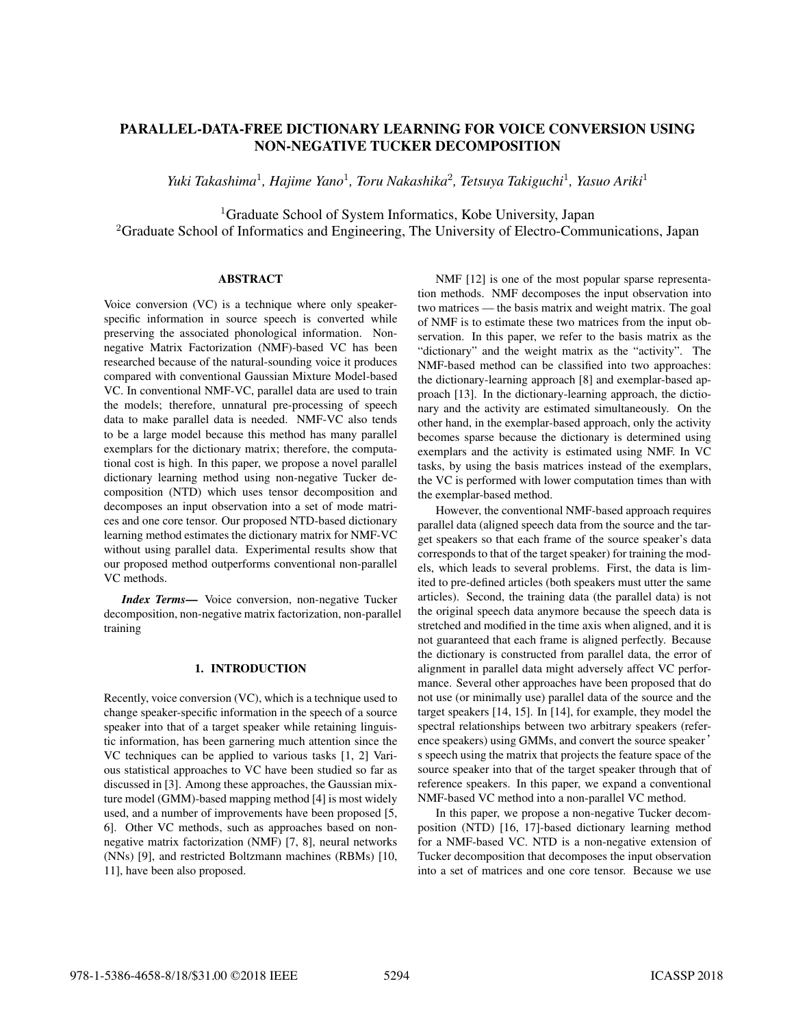# PARALLEL-DATA-FREE DICTIONARY LEARNING FOR VOICE CONVERSION USING NON-NEGATIVE TUCKER DECOMPOSITION

*Yuki Takashima*[1], *Hajime Yano*[1], *Toru Nakashika*[2], *Tetsuya Takiguchi*[1], *Yasuo Ariki*[1]

[1]Graduate School of System Informatics, Kobe University, Japan
[2]Graduate School of Informatics and Engineering, The University of Electro-Communications, Japan

## ABSTRACT

Voice conversion (VC) is a technique where only speaker-specific information in source speech is converted while preserving the associated phonological information. Non-negative Matrix Factorization (NMF)-based VC has been researched because of the natural-sounding voice it produces compared with conventional Gaussian Mixture Model-based VC. In conventional NMF-VC, parallel data are used to train the models; therefore, unnatural pre-processing of speech data to make parallel data is needed. NMF-VC also tends to be a large model because this method has many parallel exemplars for the dictionary matrix; therefore, the computational cost is high. In this paper, we propose a novel parallel dictionary learning method using non-negative Tucker decomposition (NTD) which uses tensor decomposition and decomposes an input observation into a set of mode matrices and one core tensor. Our proposed NTD-based dictionary learning method estimates the dictionary matrix for NMF-VC without using parallel data. Experimental results show that our proposed method outperforms conventional non-parallel VC methods.

***Index Terms*—** Voice conversion, non-negative Tucker decomposition, non-negative matrix factorization, non-parallel training

## 1. INTRODUCTION

Recently, voice conversion (VC), which is a technique used to change speaker-specific information in the speech of a source speaker into that of a target speaker while retaining linguistic information, has been garnering much attention since the VC techniques can be applied to various tasks [1, 2] Various statistical approaches to VC have been studied so far as discussed in [3]. Among these approaches, the Gaussian mixture model (GMM)-based mapping method [4] is most widely used, and a number of improvements have been proposed [5, 6]. Other VC methods, such as approaches based on non-negative matrix factorization (NMF) [7, 8], neural networks (NNs) [9], and restricted Boltzmann machines (RBMs) [10, 11], have been also proposed.

NMF [12] is one of the most popular sparse representation methods. NMF decomposes the input observation into two matrices — the basis matrix and weight matrix. The goal of NMF is to estimate these two matrices from the input observation. In this paper, we refer to the basis matrix as the "dictionary" and the weight matrix as the "activity". The NMF-based method can be classified into two approaches: the dictionary-learning approach [8] and exemplar-based approach [13]. In the dictionary-learning approach, the dictionary and the activity are estimated simultaneously. On the other hand, in the exemplar-based approach, only the activity becomes sparse because the dictionary is determined using exemplars and the activity is estimated using NMF. In VC tasks, by using the basis matrices instead of the exemplars, the VC is performed with lower computation times than with the exemplar-based method.

However, the conventional NMF-based approach requires parallel data (aligned speech data from the source and the target speakers so that each frame of the source speaker's data corresponds to that of the target speaker) for training the models, which leads to several problems. First, the data is limited to pre-defined articles (both speakers must utter the same articles). Second, the training data (the parallel data) is not the original speech data anymore because the speech data is stretched and modified in the time axis when aligned, and it is not guaranteed that each frame is aligned perfectly. Because the dictionary is constructed from parallel data, the error of alignment in parallel data might adversely affect VC performance. Several other approaches have been proposed that do not use (or minimally use) parallel data of the source and the target speakers [14, 15]. In [14], for example, they model the spectral relationships between two arbitrary speakers (reference speakers) using GMMs, and convert the source speaker's speech using the matrix that projects the feature space of the source speaker into that of the target speaker through that of reference speakers. In this paper, we expand a conventional NMF-based VC method into a non-parallel VC method.

In this paper, we propose a non-negative Tucker decomposition (NTD) [16, 17]-based dictionary learning method for a NMF-based VC. NTD is a non-negative extension of Tucker decomposition that decomposes the input observation into a set of matrices and one core tensor. Because we use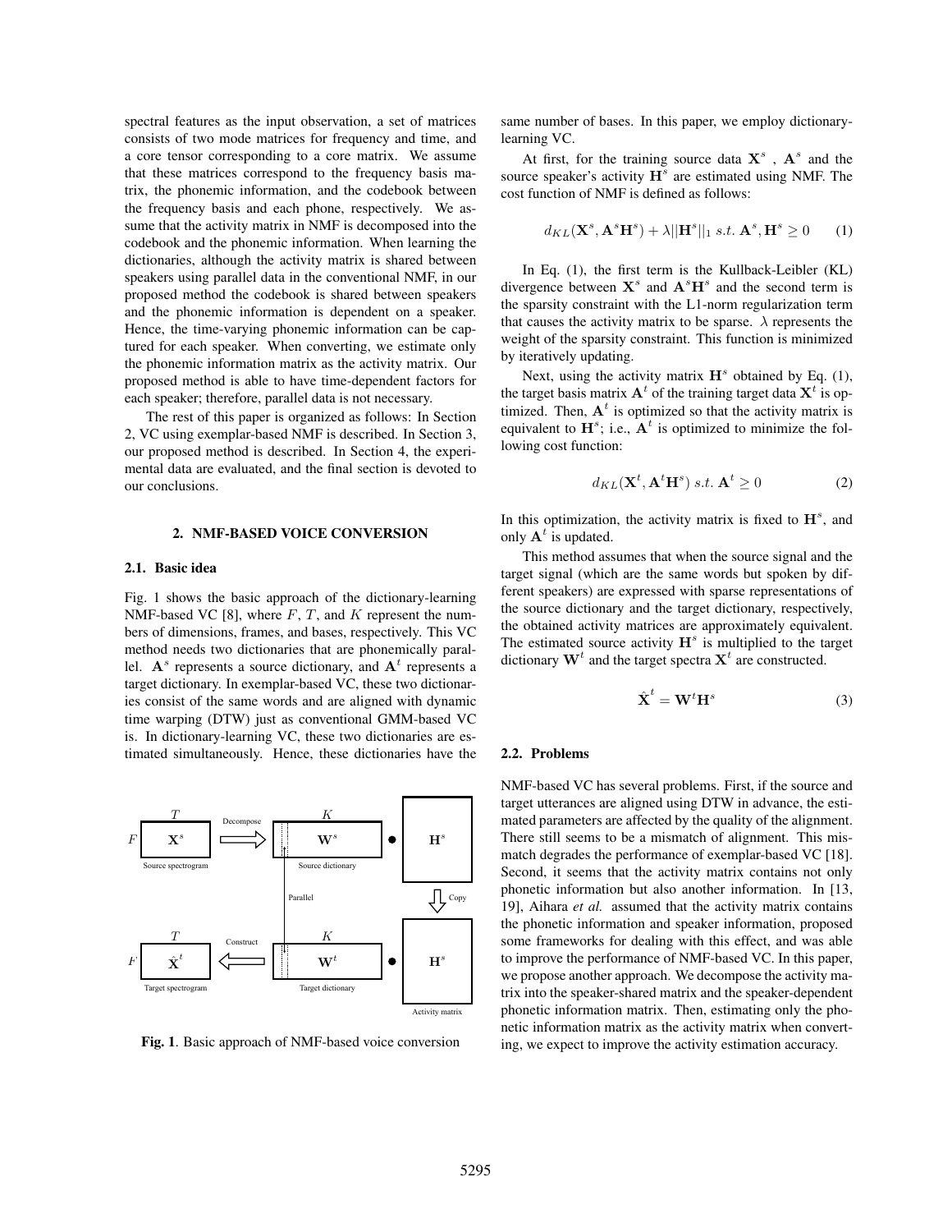spectral features as the input observation, a set of matrices consists of two mode matrices for frequency and time, and a core tensor corresponding to a core matrix. We assume that these matrices correspond to the frequency basis matrix, the phonemic information, and the codebook between the frequency basis and each phone, respectively. We assume that the activity matrix in NMF is decomposed into the codebook and the phonemic information. When learning the dictionaries, although the activity matrix is shared between speakers using parallel data in the conventional NMF, in our proposed method the codebook is shared between speakers and the phonemic information is dependent on a speaker. Hence, the time-varying phonemic information can be captured for each speaker. When converting, we estimate only the phonemic information matrix as the activity matrix. Our proposed method is able to have time-dependent factors for each speaker; therefore, parallel data is not necessary.

The rest of this paper is organized as follows: In Section 2, VC using exemplar-based NMF is described. In Section 3, our proposed method is described. In Section 4, the experimental data are evaluated, and the final section is devoted to our conclusions.

## 2. NMF-BASED VOICE CONVERSION

### 2.1. Basic idea

Fig. 1 shows the basic approach of the dictionary-learning NMF-based VC [8], where $F$, $T$, and $K$ represent the numbers of dimensions, frames, and bases, respectively. This VC method needs two dictionaries that are phonemically parallel. $\mathbf{A}^s$ represents a source dictionary, and $\mathbf{A}^t$ represents a target dictionary. In exemplar-based VC, these two dictionaries consist of the same words and are aligned with dynamic time warping (DTW) just as conventional GMM-based VC is. In dictionary-learning VC, these two dictionaries are estimated simultaneously. Hence, these dictionaries have the same number of bases. In this paper, we employ dictionary-learning VC.

**Fig. 1**. Basic approach of NMF-based voice conversion

At first, for the training source data $\mathbf{X}^s$ , $\mathbf{A}^s$ and the source speaker's activity $\mathbf{H}^s$ are estimated using NMF. The cost function of NMF is defined as follows:

$$d_{KL}(\mathbf{X}^s, \mathbf{A}^s\mathbf{H}^s) + \lambda||\mathbf{H}^s||_1 \; s.t. \; \mathbf{A}^s, \mathbf{H}^s \geq 0 \qquad (1)$$

In Eq. (1), the first term is the Kullback-Leibler (KL) divergence between $\mathbf{X}^s$ and $\mathbf{A}^s\mathbf{H}^s$ and the second term is the sparsity constraint with the L1-norm regularization term that causes the activity matrix to be sparse. $\lambda$ represents the weight of the sparsity constraint. This function is minimized by iteratively updating.

Next, using the activity matrix $\mathbf{H}^s$ obtained by Eq. (1), the target basis matrix $\mathbf{A}^t$ of the training target data $\mathbf{X}^t$ is optimized. Then, $\mathbf{A}^t$ is optimized so that the activity matrix is equivalent to $\mathbf{H}^s$; i.e., $\mathbf{A}^t$ is optimized to minimize the following cost function:

$$d_{KL}(\mathbf{X}^t, \mathbf{A}^t\mathbf{H}^s) \; s.t. \; \mathbf{A}^t \geq 0 \qquad (2)$$

In this optimization, the activity matrix is fixed to $\mathbf{H}^s$, and only $\mathbf{A}^t$ is updated.

This method assumes that when the source signal and the target signal (which are the same words but spoken by different speakers) are expressed with sparse representations of the source dictionary and the target dictionary, respectively, the obtained activity matrices are approximately equivalent. The estimated source activity $\mathbf{H}^s$ is multiplied to the target dictionary $\mathbf{W}^t$ and the target spectra $\mathbf{X}^t$ are constructed.

$$\hat{\mathbf{X}}^t = \mathbf{W}^t\mathbf{H}^s \qquad (3)$$

### 2.2. Problems

NMF-based VC has several problems. First, if the source and target utterances are aligned using DTW in advance, the estimated parameters are affected by the quality of the alignment. There still seems to be a mismatch of alignment. This mismatch degrades the performance of exemplar-based VC [18]. Second, it seems that the activity matrix contains not only phonetic information but also another information. In [13, 19], Aihara *et al.* assumed that the activity matrix contains the phonetic information and speaker information, proposed some frameworks for dealing with this effect, and was able to improve the performance of NMF-based VC. In this paper, we propose another approach. We decompose the activity matrix into the speaker-shared matrix and the speaker-dependent phonetic information matrix. Then, estimating only the phonetic information matrix as the activity matrix when converting, we expect to improve the activity estimation accuracy.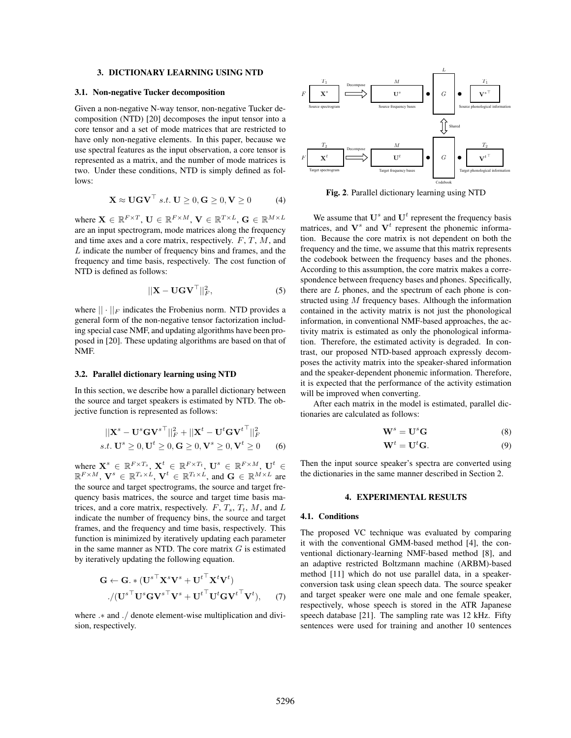## 3. DICTIONARY LEARNING USING NTD

### 3.1. Non-negative Tucker decomposition

Given a non-negative N-way tensor, non-negative Tucker decomposition (NTD) [20] decomposes the input tensor into a core tensor and a set of mode matrices that are restricted to have only non-negative elements. In this paper, because we use spectral features as the input observation, a core tensor is represented as a matrix, and the number of mode matrices is two. Under these conditions, NTD is simply defined as follows:

$$\mathbf{X} \approx \mathbf{U}\mathbf{G}\mathbf{V}^\top \; s.t. \; \mathbf{U} \geq 0, \mathbf{G} \geq 0, \mathbf{V} \geq 0 \tag{4}$$

where $\mathbf{X} \in \mathbb{R}^{F \times T}$, $\mathbf{U} \in \mathbb{R}^{F \times M}$, $\mathbf{V} \in \mathbb{R}^{T \times L}$, $\mathbf{G} \in \mathbb{R}^{M \times L}$ are an input spectrogram, mode matrices along the frequency and time axes and a core matrix, respectively. $F$, $T$, $M$, and $L$ indicate the number of frequency bins and frames, and the frequency and time basis, respectively. The cost function of NTD is defined as follows:

$$||\mathbf{X} - \mathbf{U}\mathbf{G}\mathbf{V}^\top||_F^2, \tag{5}$$

where $|| \cdot ||_F$ indicates the Frobenius norm. NTD provides a general form of the non-negative tensor factorization including special case NMF, and updating algorithms have been proposed in [20]. These updating algorithms are based on that of NMF.

### 3.2. Parallel dictionary learning using NTD

In this section, we describe how a parallel dictionary between the source and target speakers is estimated by NTD. The objective function is represented as follows:

$$\begin{aligned} &||\mathbf{X}^s - \mathbf{U}^s\mathbf{G}\mathbf{V}^{s\top}||_F^2 + ||\mathbf{X}^t - \mathbf{U}^t\mathbf{G}\mathbf{V}^{t\top}||_F^2 \\ &s.t. \; \mathbf{U}^s \geq 0, \mathbf{U}^t \geq 0, \mathbf{G} \geq 0, \mathbf{V}^s \geq 0, \mathbf{V}^t \geq 0 \end{aligned} \tag{6}$$

where $\mathbf{X}^s \in \mathbb{R}^{F \times T_s}$, $\mathbf{X}^t \in \mathbb{R}^{F \times T_t}$, $\mathbf{U}^s \in \mathbb{R}^{F \times M}$, $\mathbf{U}^t \in \mathbb{R}^{F \times M}$, $\mathbf{V}^s \in \mathbb{R}^{T_s \times L}$, $\mathbf{V}^t \in \mathbb{R}^{T_t \times L}$, and $\mathbf{G} \in \mathbb{R}^{M \times L}$ are the source and target spectrograms, the source and target frequency basis matrices, the source and target time basis matrices, and a core matrix, respectively. $F$, $T_s$, $T_t$, $M$, and $L$ indicate the number of frequency bins, the source and target frames, and the frequency and time basis, respectively. This function is minimized by iteratively updating each parameter in the same manner as NTD. The core matrix $G$ is estimated by iteratively updating the following equation.

$$\begin{aligned} \mathbf{G} \leftarrow \mathbf{G}. * (&\mathbf{U}^{s\top}\mathbf{X}^s\mathbf{V}^s + \mathbf{U}^{t\top}\mathbf{X}^t\mathbf{V}^t) \\ ./(&\mathbf{U}^{s\top}\mathbf{U}^s\mathbf{G}\mathbf{V}^{s\top}\mathbf{V}^s + \mathbf{U}^{t\top}\mathbf{U}^t\mathbf{G}\mathbf{V}^{t\top}\mathbf{V}^t), \end{aligned} \tag{7}$$

where $.*$ and $./$ denote element-wise multiplication and division, respectively.

**Fig. 2**. Parallel dictionary learning using NTD

We assume that $\mathbf{U}^s$ and $\mathbf{U}^t$ represent the frequency basis matrices, and $\mathbf{V}^s$ and $\mathbf{V}^t$ represent the phonemic information. Because the core matrix is not dependent on both the frequency and the time, we assume that this matrix represents the codebook between the frequency bases and the phones. According to this assumption, the core matrix makes a correspondence between frequency bases and phones. Specifically, there are $L$ phones, and the spectrum of each phone is constructed using $M$ frequency bases. Although the information contained in the activity matrix is not just the phonological information, in conventional NMF-based approaches, the activity matrix is estimated as only the phonological information. Therefore, the estimated activity is degraded. In contrast, our proposed NTD-based approach expressly decomposes the activity matrix into the speaker-shared information and the speaker-dependent phonemic information. Therefore, it is expected that the performance of the activity estimation will be improved when converting.

After each matrix in the model is estimated, parallel dictionaries are calculated as follows:

$$\mathbf{W}^s = \mathbf{U}^s\mathbf{G} \tag{8}$$

$$\mathbf{W}^t = \mathbf{U}^t\mathbf{G}. \tag{9}$$

Then the input source speaker's spectra are converted using the dictionaries in the same manner described in Section 2.

## 4. EXPERIMENTAL RESULTS

### 4.1. Conditions

The proposed VC technique was evaluated by comparing it with the conventional GMM-based method [4], the conventional dictionary-learning NMF-based method [8], and an adaptive restricted Boltzmann machine (ARBM)-based method [11] which do not use parallel data, in a speaker-conversion task using clean speech data. The source speaker and target speaker were one male and one female speaker, respectively, whose speech is stored in the ATR Japanese speech database [21]. The sampling rate was 12 kHz. Fifty sentences were used for training and another 10 sentences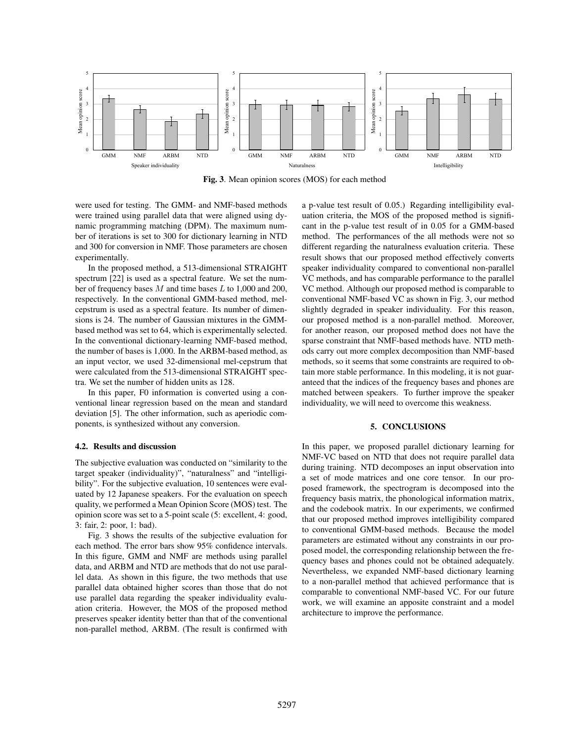**Fig. 3**. Mean opinion scores (MOS) for each method

were used for testing. The GMM- and NMF-based methods were trained using parallel data that were aligned using dynamic programming matching (DPM). The maximum number of iterations is set to 300 for dictionary learning in NTD and 300 for conversion in NMF. Those parameters are chosen experimentally.

In the proposed method, a 513-dimensional STRAIGHT spectrum [22] is used as a spectral feature. We set the number of frequency bases $M$ and time bases $L$ to 1,000 and 200, respectively. In the conventional GMM-based method, mel-cepstrum is used as a spectral feature. Its number of dimensions is 24. The number of Gaussian mixtures in the GMM-based method was set to 64, which is experimentally selected. In the conventional dictionary-learning NMF-based method, the number of bases is 1,000. In the ARBM-based method, as an input vector, we used 32-dimensional mel-cepstrum that were calculated from the 513-dimensional STRAIGHT spectra. We set the number of hidden units as 128.

In this paper, F0 information is converted using a conventional linear regression based on the mean and standard deviation [5]. The other information, such as aperiodic components, is synthesized without any conversion.

### 4.2. Results and discussion

The subjective evaluation was conducted on "similarity to the target speaker (individuality)", "naturalness" and "intelligibility". For the subjective evaluation, 10 sentences were evaluated by 12 Japanese speakers. For the evaluation on speech quality, we performed a Mean Opinion Score (MOS) test. The opinion score was set to a 5-point scale (5: excellent, 4: good, 3: fair, 2: poor, 1: bad).

Fig. 3 shows the results of the subjective evaluation for each method. The error bars show 95% confidence intervals. In this figure, GMM and NMF are methods using parallel data, and ARBM and NTD are methods that do not use parallel data. As shown in this figure, the two methods that use parallel data obtained higher scores than those that do not use parallel data regarding the speaker individuality evaluation criteria. However, the MOS of the proposed method preserves speaker identity better than that of the conventional non-parallel method, ARBM. (The result is confirmed with a p-value test result of 0.05.) Regarding intelligibility evaluation criteria, the MOS of the proposed method is significant in the p-value test result of in 0.05 for a GMM-based method. The performances of the all methods were not so different regarding the naturalness evaluation criteria. These result shows that our proposed method effectively converts speaker individuality compared to conventional non-parallel VC methods, and has comparable performance to the parallel VC method. Although our proposed method is comparable to conventional NMF-based VC as shown in Fig. 3, our method slightly degraded in speaker individuality. For this reason, our proposed method is a non-parallel method. Moreover, for another reason, our proposed method does not have the sparse constraint that NMF-based methods have. NTD methods carry out more complex decomposition than NMF-based methods, so it seems that some constraints are required to obtain more stable performance. In this modeling, it is not guaranteed that the indices of the frequency bases and phones are matched between speakers. To further improve the speaker individuality, we will need to overcome this weakness.

## 5. CONCLUSIONS

In this paper, we proposed parallel dictionary learning for NMF-VC based on NTD that does not require parallel data during training. NTD decomposes an input observation into a set of mode matrices and one core tensor. In our proposed framework, the spectrogram is decomposed into the frequency basis matrix, the phonological information matrix, and the codebook matrix. In our experiments, we confirmed that our proposed method improves intelligibility compared to conventional GMM-based methods. Because the model parameters are estimated without any constraints in our proposed model, the corresponding relationship between the frequency bases and phones could not be obtained adequately. Nevertheless, we expanded NMF-based dictionary learning to a non-parallel method that achieved performance that is comparable to conventional NMF-based VC. For our future work, we will examine an apposite constraint and a model architecture to improve the performance.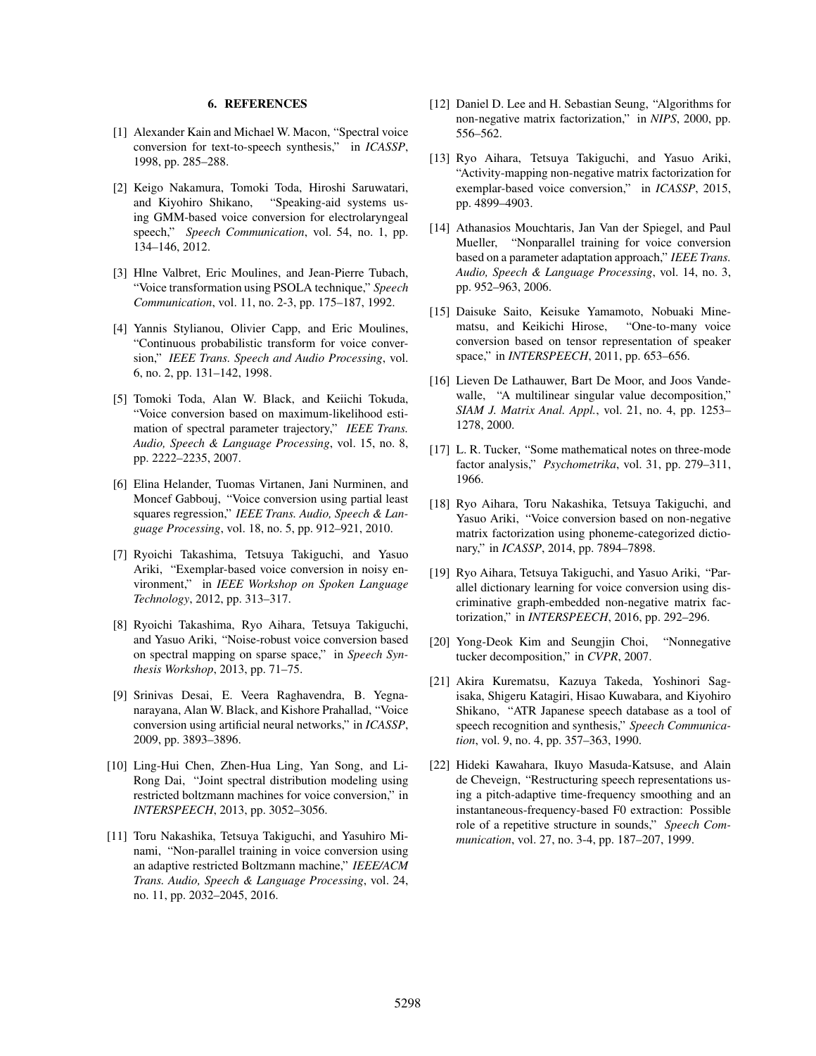## 6. REFERENCES

[1] Alexander Kain and Michael W. Macon, "Spectral voice conversion for text-to-speech synthesis," in *ICASSP*, 1998, pp. 285–288.

[2] Keigo Nakamura, Tomoki Toda, Hiroshi Saruwatari, and Kiyohiro Shikano, "Speaking-aid systems using GMM-based voice conversion for electrolaryngeal speech," *Speech Communication*, vol. 54, no. 1, pp. 134–146, 2012.

[3] Hlne Valbret, Eric Moulines, and Jean-Pierre Tubach, "Voice transformation using PSOLA technique," *Speech Communication*, vol. 11, no. 2-3, pp. 175–187, 1992.

[4] Yannis Stylianou, Olivier Capp, and Eric Moulines, "Continuous probabilistic transform for voice conversion," *IEEE Trans. Speech and Audio Processing*, vol. 6, no. 2, pp. 131–142, 1998.

[5] Tomoki Toda, Alan W. Black, and Keiichi Tokuda, "Voice conversion based on maximum-likelihood estimation of spectral parameter trajectory," *IEEE Trans. Audio, Speech & Language Processing*, vol. 15, no. 8, pp. 2222–2235, 2007.

[6] Elina Helander, Tuomas Virtanen, Jani Nurminen, and Moncef Gabbouj, "Voice conversion using partial least squares regression," *IEEE Trans. Audio, Speech & Language Processing*, vol. 18, no. 5, pp. 912–921, 2010.

[7] Ryoichi Takashima, Tetsuya Takiguchi, and Yasuo Ariki, "Exemplar-based voice conversion in noisy environment," in *IEEE Workshop on Spoken Language Technology*, 2012, pp. 313–317.

[8] Ryoichi Takashima, Ryo Aihara, Tetsuya Takiguchi, and Yasuo Ariki, "Noise-robust voice conversion based on spectral mapping on sparse space," in *Speech Synthesis Workshop*, 2013, pp. 71–75.

[9] Srinivas Desai, E. Veera Raghavendra, B. Yegnanarayana, Alan W. Black, and Kishore Prahallad, "Voice conversion using artificial neural networks," in *ICASSP*, 2009, pp. 3893–3896.

[10] Ling-Hui Chen, Zhen-Hua Ling, Yan Song, and Li-Rong Dai, "Joint spectral distribution modeling using restricted boltzmann machines for voice conversion," in *INTERSPEECH*, 2013, pp. 3052–3056.

[11] Toru Nakashika, Tetsuya Takiguchi, and Yasuhiro Minami, "Non-parallel training in voice conversion using an adaptive restricted Boltzmann machine," *IEEE/ACM Trans. Audio, Speech & Language Processing*, vol. 24, no. 11, pp. 2032–2045, 2016.

[12] Daniel D. Lee and H. Sebastian Seung, "Algorithms for non-negative matrix factorization," in *NIPS*, 2000, pp. 556–562.

[13] Ryo Aihara, Tetsuya Takiguchi, and Yasuo Ariki, "Activity-mapping non-negative matrix factorization for exemplar-based voice conversion," in *ICASSP*, 2015, pp. 4899–4903.

[14] Athanasios Mouchtaris, Jan Van der Spiegel, and Paul Mueller, "Nonparallel training for voice conversion based on a parameter adaptation approach," *IEEE Trans. Audio, Speech & Language Processing*, vol. 14, no. 3, pp. 952–963, 2006.

[15] Daisuke Saito, Keisuke Yamamoto, Nobuaki Minematsu, and Keikichi Hirose, "One-to-many voice conversion based on tensor representation of speaker space," in *INTERSPEECH*, 2011, pp. 653–656.

[16] Lieven De Lathauwer, Bart De Moor, and Joos Vandewalle, "A multilinear singular value decomposition," *SIAM J. Matrix Anal. Appl.*, vol. 21, no. 4, pp. 1253–1278, 2000.

[17] L. R. Tucker, "Some mathematical notes on three-mode factor analysis," *Psychometrika*, vol. 31, pp. 279–311, 1966.

[18] Ryo Aihara, Toru Nakashika, Tetsuya Takiguchi, and Yasuo Ariki, "Voice conversion based on non-negative matrix factorization using phoneme-categorized dictionary," in *ICASSP*, 2014, pp. 7894–7898.

[19] Ryo Aihara, Tetsuya Takiguchi, and Yasuo Ariki, "Parallel dictionary learning for voice conversion using discriminative graph-embedded non-negative matrix factorization," in *INTERSPEECH*, 2016, pp. 292–296.

[20] Yong-Deok Kim and Seungjin Choi, "Nonnegative tucker decomposition," in *CVPR*, 2007.

[21] Akira Kurematsu, Kazuya Takeda, Yoshinori Sagisaka, Shigeru Katagiri, Hisao Kuwabara, and Kiyohiro Shikano, "ATR Japanese speech database as a tool of speech recognition and synthesis," *Speech Communication*, vol. 9, no. 4, pp. 357–363, 1990.

[22] Hideki Kawahara, Ikuyo Masuda-Katsuse, and Alain de Cheveign, "Restructuring speech representations using a pitch-adaptive time-frequency smoothing and an instantaneous-frequency-based F0 extraction: Possible role of a repetitive structure in sounds," *Speech Communication*, vol. 27, no. 3-4, pp. 187–207, 1999.